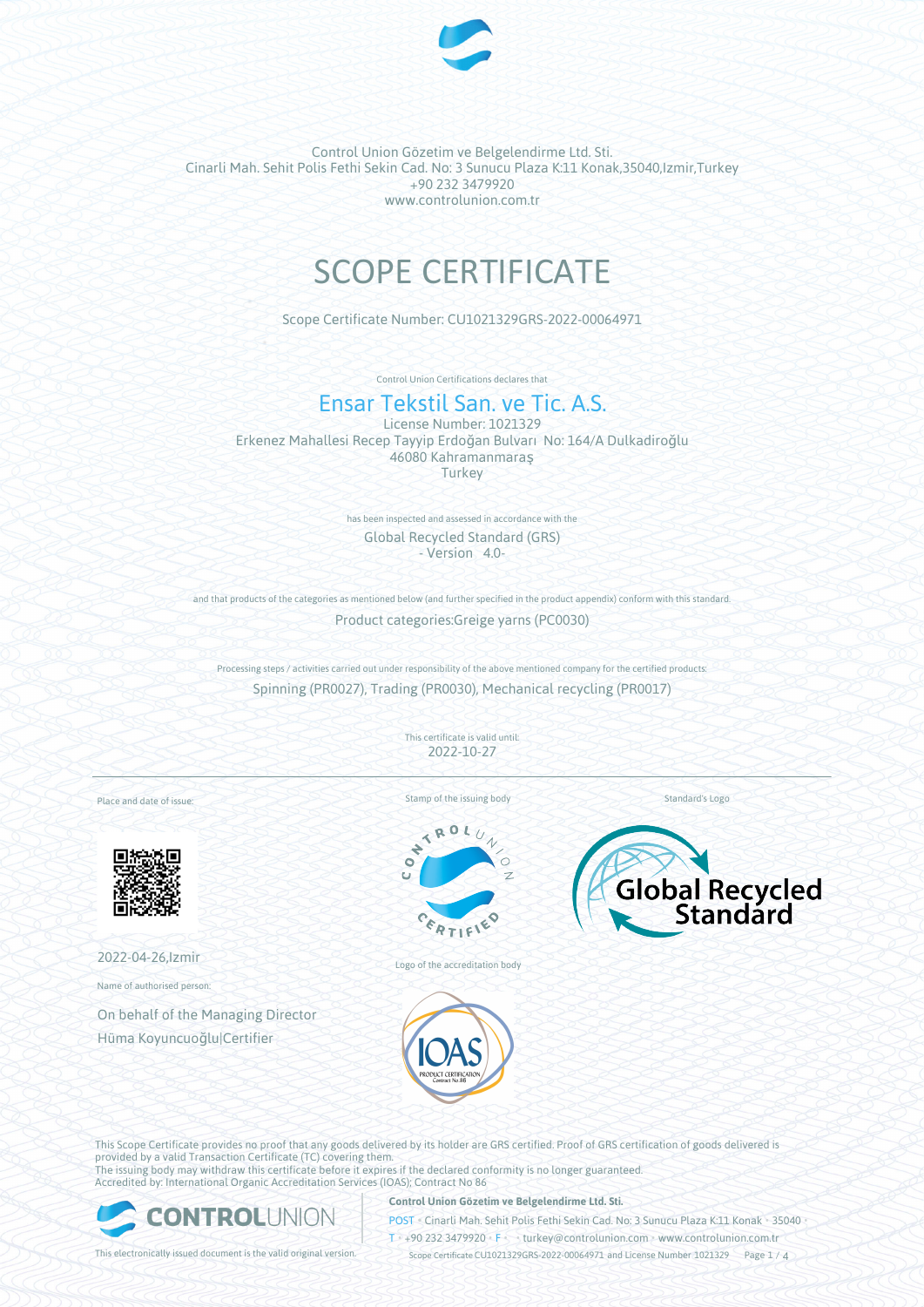Control Union Gözetim ve Belgelendirme Ltd. Sti.
Cinarli Mah. Sehit Polis Fethi Sekin Cad. No: 3 Sunucu Plaza K:11 Konak,35040,Izmir,Turkey
+90 232 3479920
www.controlunion.com.tr

# SCOPE CERTIFICATE

Scope Certificate Number: CU1021329GRS-2022-00064971

Control Union Certifications declares that

## Ensar Tekstil San. ve Tic. A.S.

License Number: 1021329
Erkenez Mahallesi Recep Tayyip Erdoğan Bulvarı No: 164/A Dulkadiroğlu
46080 Kahramanmaraş
Turkey

has been inspected and assessed in accordance with the

Global Recycled Standard (GRS)
- Version 4.0-

and that products of the categories as mentioned below (and further specified in the product appendix) conform with this standard.

Product categories:Greige yarns (PC0030)

Processing steps / activities carried out under responsibility of the above mentioned company for the certified products:

Spinning (PR0027), Trading (PR0030), Mechanical recycling (PR0017)

This certificate is valid until:
2022-10-27

Place and date of issue:

2022-04-26,Izmir

Name of authorised person:

On behalf of the Managing Director
Hüma Koyuncuoğlu|Certifier

Stamp of the issuing body

Logo of the accreditation body

Standard's Logo

This Scope Certificate provides no proof that any goods delivered by its holder are GRS certified. Proof of GRS certification of goods delivered is provided by a valid Transaction Certificate (TC) covering them.
The issuing body may withdraw this certificate before it expires if the declared conformity is no longer guaranteed.
Accredited by: International Organic Accreditation Services (IOAS); Contract No 86

This electronically issued document is the valid original version.

**Control Union Gözetim ve Belgelendirme Ltd. Sti.**
POST • Cinarli Mah. Sehit Polis Fethi Sekin Cad. No: 3 Sunucu Plaza K:11 Konak • 35040 •
T • +90 232 3479920 • F • • turkey@controlunion.com • www.controlunion.com.tr
Scope Certificate CU1021329GRS-2022-00064971 and License Number 1021329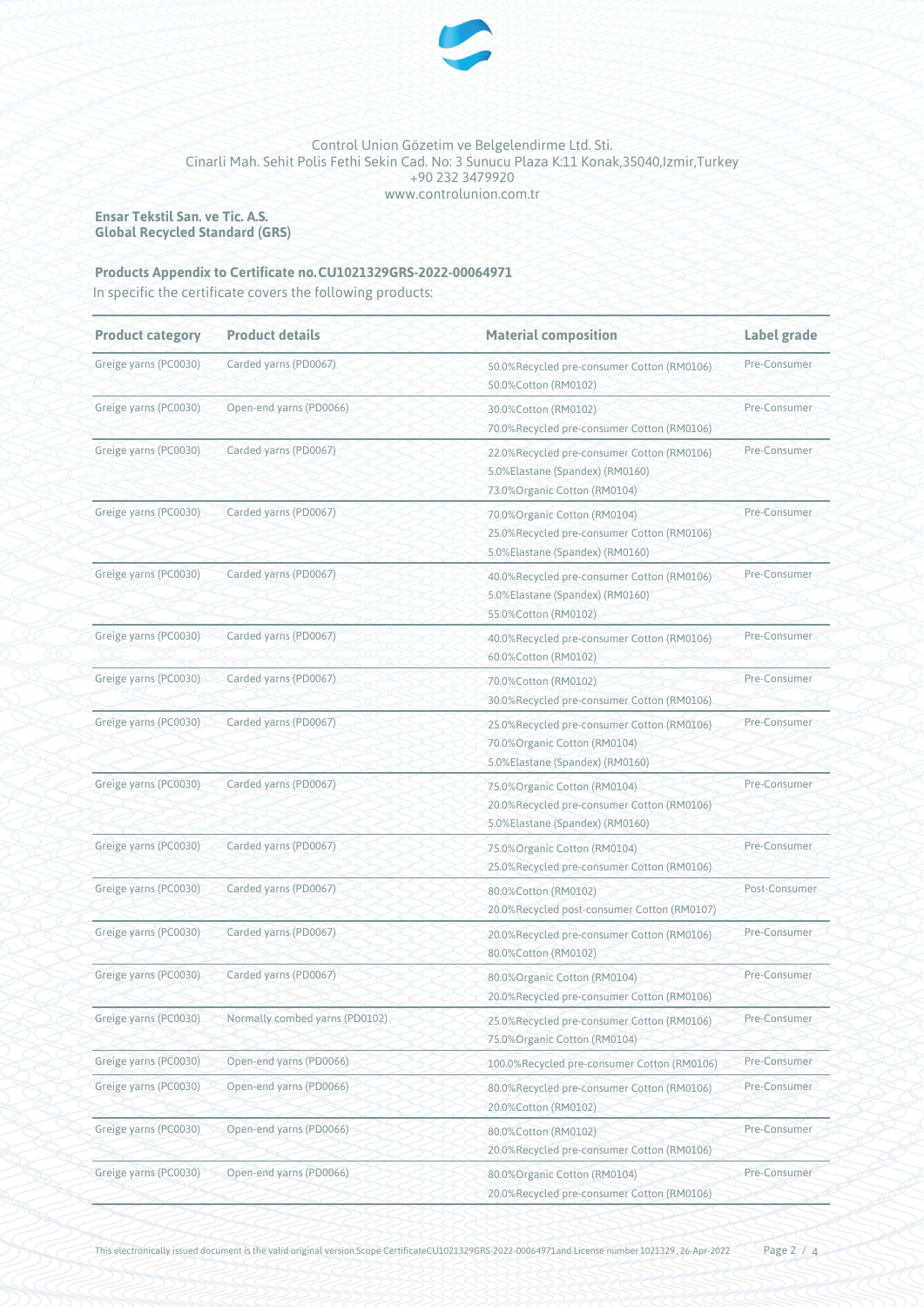Control Union Gözetim ve Belgelendirme Ltd. Sti.
Cinarli Mah. Sehit Polis Fethi Sekin Cad. No: 3 Sunucu Plaza K:11 Konak,35040,Izmir,Turkey
+90 232 3479920
www.controlunion.com.tr

**Ensar Tekstil San. ve Tic. A.S.**
**Global Recycled Standard (GRS)**

## Products Appendix to Certificate no. CU1021329GRS-2022-00064971

In specific the certificate covers the following products:

| Product category | Product details | Material composition | Label grade |
|---|---|---|---|
| Greige yarns (PC0030) | Carded yarns (PD0067) | 50.0%Recycled pre-consumer Cotton (RM0106)<br>50.0%Cotton (RM0102) | Pre-Consumer |
| Greige yarns (PC0030) | Open-end yarns (PD0066) | 30.0%Cotton (RM0102)<br>70.0%Recycled pre-consumer Cotton (RM0106) | Pre-Consumer |
| Greige yarns (PC0030) | Carded yarns (PD0067) | 22.0%Recycled pre-consumer Cotton (RM0106)<br>5.0%Elastane (Spandex) (RM0160)<br>73.0%Organic Cotton (RM0104) | Pre-Consumer |
| Greige yarns (PC0030) | Carded yarns (PD0067) | 70.0%Organic Cotton (RM0104)<br>25.0%Recycled pre-consumer Cotton (RM0106)<br>5.0%Elastane (Spandex) (RM0160) | Pre-Consumer |
| Greige yarns (PC0030) | Carded yarns (PD0067) | 40.0%Recycled pre-consumer Cotton (RM0106)<br>5.0%Elastane (Spandex) (RM0160)<br>55.0%Cotton (RM0102) | Pre-Consumer |
| Greige yarns (PC0030) | Carded yarns (PD0067) | 40.0%Recycled pre-consumer Cotton (RM0106)<br>60.0%Cotton (RM0102) | Pre-Consumer |
| Greige yarns (PC0030) | Carded yarns (PD0067) | 70.0%Cotton (RM0102)<br>30.0%Recycled pre-consumer Cotton (RM0106) | Pre-Consumer |
| Greige yarns (PC0030) | Carded yarns (PD0067) | 25.0%Recycled pre-consumer Cotton (RM0106)<br>70.0%Organic Cotton (RM0104)<br>5.0%Elastane (Spandex) (RM0160) | Pre-Consumer |
| Greige yarns (PC0030) | Carded yarns (PD0067) | 75.0%Organic Cotton (RM0104)<br>20.0%Recycled pre-consumer Cotton (RM0106)<br>5.0%Elastane (Spandex) (RM0160) | Pre-Consumer |
| Greige yarns (PC0030) | Carded yarns (PD0067) | 75.0%Organic Cotton (RM0104)<br>25.0%Recycled pre-consumer Cotton (RM0106) | Pre-Consumer |
| Greige yarns (PC0030) | Carded yarns (PD0067) | 80.0%Cotton (RM0102)<br>20.0%Recycled post-consumer Cotton (RM0107) | Post-Consumer |
| Greige yarns (PC0030) | Carded yarns (PD0067) | 20.0%Recycled pre-consumer Cotton (RM0106)<br>80.0%Cotton (RM0102) | Pre-Consumer |
| Greige yarns (PC0030) | Carded yarns (PD0067) | 80.0%Organic Cotton (RM0104)<br>20.0%Recycled pre-consumer Cotton (RM0106) | Pre-Consumer |
| Greige yarns (PC0030) | Normally combed yarns (PD0102) | 25.0%Recycled pre-consumer Cotton (RM0106)<br>75.0%Organic Cotton (RM0104) | Pre-Consumer |
| Greige yarns (PC0030) | Open-end yarns (PD0066) | 100.0%Recycled pre-consumer Cotton (RM0106) | Pre-Consumer |
| Greige yarns (PC0030) | Open-end yarns (PD0066) | 80.0%Recycled pre-consumer Cotton (RM0106)<br>20.0%Cotton (RM0102) | Pre-Consumer |
| Greige yarns (PC0030) | Open-end yarns (PD0066) | 80.0%Cotton (RM0102)<br>20.0%Recycled pre-consumer Cotton (RM0106) | Pre-Consumer |
| Greige yarns (PC0030) | Open-end yarns (PD0066) | 80.0%Organic Cotton (RM0104)<br>20.0%Recycled pre-consumer Cotton (RM0106) | Pre-Consumer |

This electronically issued document is the valid original version.Scope CertificateCU1021329GRS-2022-00064971and License number 1021329 , 26-Apr-2022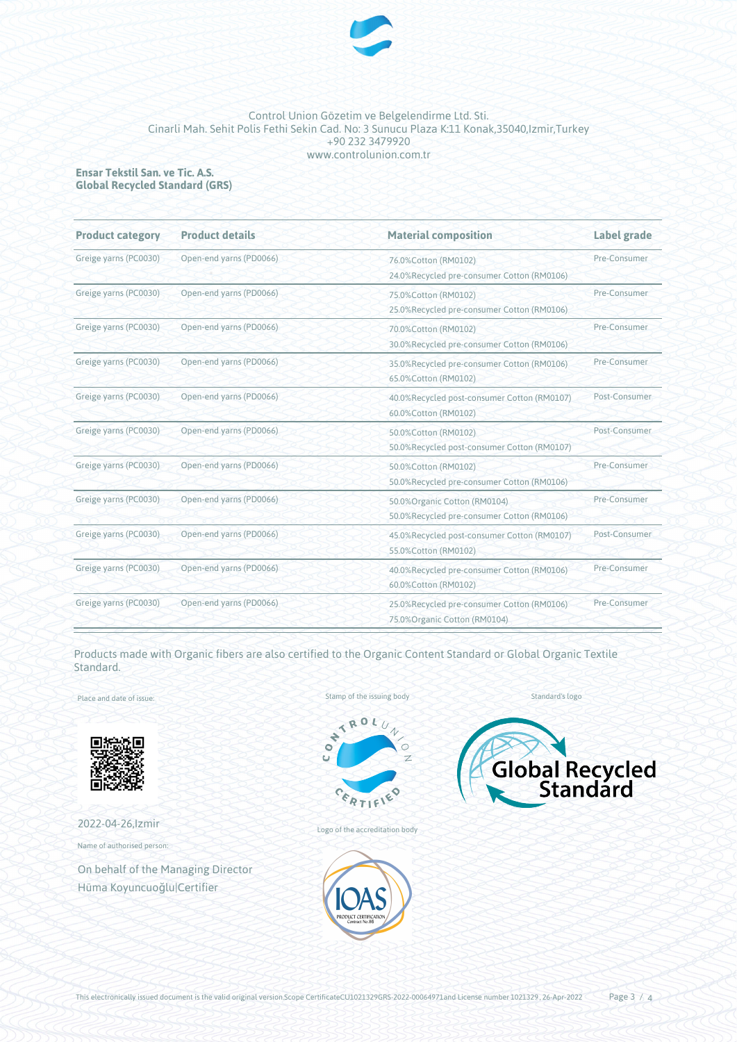Control Union Gözetim ve Belgelendirme Ltd. Sti.
Cinarli Mah. Sehit Polis Fethi Sekin Cad. No: 3 Sunucu Plaza K:11 Konak,35040,Izmir,Turkey
+90 232 3479920
www.controlunion.com.tr

**Ensar Tekstil San. ve Tic. A.S.**
**Global Recycled Standard (GRS)**

| Product category | Product details | Material composition | Label grade |
|---|---|---|---|
| Greige yarns (PC0030) | Open-end yarns (PD0066) | 76.0%Cotton (RM0102)<br>24.0%Recycled pre-consumer Cotton (RM0106) | Pre-Consumer |
| Greige yarns (PC0030) | Open-end yarns (PD0066) | 75.0%Cotton (RM0102)<br>25.0%Recycled pre-consumer Cotton (RM0106) | Pre-Consumer |
| Greige yarns (PC0030) | Open-end yarns (PD0066) | 70.0%Cotton (RM0102)<br>30.0%Recycled pre-consumer Cotton (RM0106) | Pre-Consumer |
| Greige yarns (PC0030) | Open-end yarns (PD0066) | 35.0%Recycled pre-consumer Cotton (RM0106)<br>65.0%Cotton (RM0102) | Pre-Consumer |
| Greige yarns (PC0030) | Open-end yarns (PD0066) | 40.0%Recycled post-consumer Cotton (RM0107)<br>60.0%Cotton (RM0102) | Post-Consumer |
| Greige yarns (PC0030) | Open-end yarns (PD0066) | 50.0%Cotton (RM0102)<br>50.0%Recycled post-consumer Cotton (RM0107) | Post-Consumer |
| Greige yarns (PC0030) | Open-end yarns (PD0066) | 50.0%Cotton (RM0102)<br>50.0%Recycled pre-consumer Cotton (RM0106) | Pre-Consumer |
| Greige yarns (PC0030) | Open-end yarns (PD0066) | 50.0%Organic Cotton (RM0104)<br>50.0%Recycled pre-consumer Cotton (RM0106) | Pre-Consumer |
| Greige yarns (PC0030) | Open-end yarns (PD0066) | 45.0%Recycled post-consumer Cotton (RM0107)<br>55.0%Cotton (RM0102) | Post-Consumer |
| Greige yarns (PC0030) | Open-end yarns (PD0066) | 40.0%Recycled pre-consumer Cotton (RM0106)<br>60.0%Cotton (RM0102) | Pre-Consumer |
| Greige yarns (PC0030) | Open-end yarns (PD0066) | 25.0%Recycled pre-consumer Cotton (RM0106)<br>75.0%Organic Cotton (RM0104) | Pre-Consumer |

Products made with Organic fibers are also certified to the Organic Content Standard or Global Organic Textile Standard.

Place and date of issue:

2022-04-26,Izmir

Name of authorised person:

On behalf of the Managing Director
Hüma Koyuncuoğlu|Certifier

Stamp of the issuing body

Logo of the accreditation body

Standard's logo

This electronically issued document is the valid original version Scope CertificateCU1021329GRS-2022-00064971and License number 1021329 , 26-Apr-2022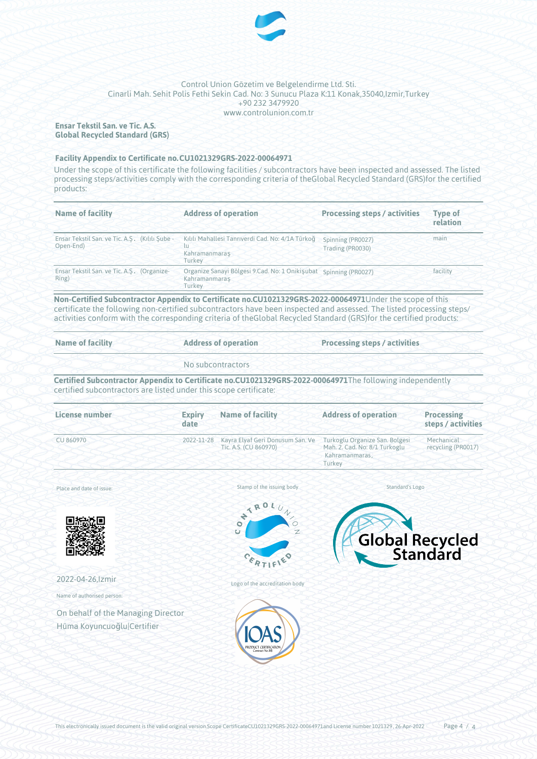Control Union Gözetim ve Belgelendirme Ltd. Sti.
Cinarli Mah. Sehit Polis Fethi Sekin Cad. No: 3 Sunucu Plaza K:11 Konak,35040,Izmir,Turkey
+90 232 3479920
www.controlunion.com.tr

**Ensar Tekstil San. ve Tic. A.S.**
**Global Recycled Standard (GRS)**

**Facility Appendix to Certificate no. CU1021329GRS-2022-00064971**

Under the scope of this certificate the following facilities / subcontractors have been inspected and assessed. The listed processing steps/activities comply with the corresponding criteria of theGlobal Recycled Standard (GRS)for the certified products:

| Name of facility | Address of operation | Processing steps / activities | Type of relation |
|---|---|---|---|
| Ensar Tekstil San. ve Tic. A.Ş. (Kılılı Şube - Open-End) | Kılılı Mahallesi Tanrıverdi Cad. No: 4/1A Türkoğlu Kahramanmaraş Turkey | Spinning (PR0027) Trading (PR0030) | main |
| Ensar Tekstil San. ve Tic. A.Ş. (Organize-Ring) | Organize Sanayi Bölgesi 9.Cad. No: 1 Onikişubat Kahramanmaraş Turkey | Spinning (PR0027) | facility |

**Non-Certified Subcontractor Appendix to Certificate no.CU1021329GRS-2022-00064971**Under the scope of this certificate the following non-certified subcontractors have been inspected and assessed. The listed processing steps/ activities conform with the corresponding criteria of theGlobal Recycled Standard (GRS)for the certified products:

| Name of facility | Address of operation | Processing steps / activities |
|---|---|---|
| | No subcontractors | |

**Certified Subcontractor Appendix to Certificate no.CU1021329GRS-2022-00064971**The following independently certified subcontractors are listed under this scope certificate:

| License number | Expiry date | Name of facility | Address of operation | Processing steps / activities |
|---|---|---|---|---|
| CU 860970 | 2022-11-28 | Kayra Elyaf Geri Donusum San. Ve Tic. A.S. (CU 860970) | Turkoglu Organize San. Bolgesi Mah. 2. Cad. No: 8/1 Turkoglu Kahramanmaras, Turkey | Mechanical recycling (PR0017) |

Place and date of issue:

2022-04-26,Izmir

Name of authorised person:

On behalf of the Managing Director
Hüma Koyuncuoğlu|Certifier

Stamp of the issuing body

Standard's Logo

Logo of the accreditation body

This electronically issued document is the valid original version.Scope CertificateCU1021329GRS-2022-00064971and License number 1021329, 26-Apr-2022